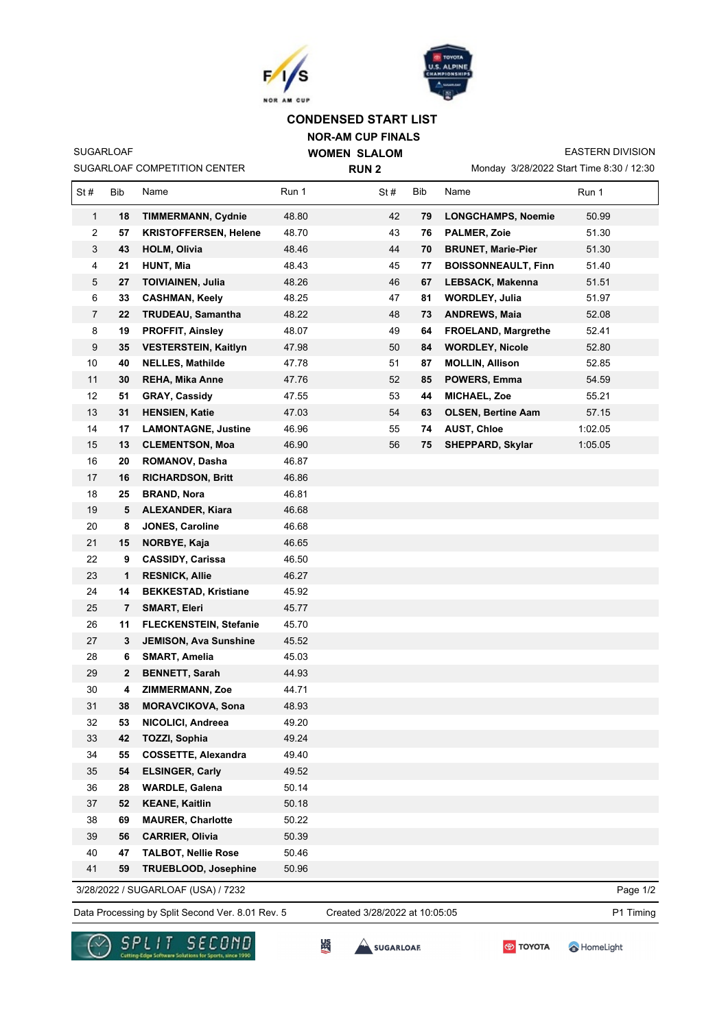# CONDENSED START LIST

## NOR-AM CUP FINALS

## WOMEN SLALOM

## RUN 2

SUGARLOAF
SUGARLOAF COMPETITION CENTER

EASTERN DIVISION
Monday 3/28/2022 Start Time 8:30 / 12:30

| St # | Bib | Name | Run 1 | St # | Bib | Name | Run 1 |
|---|---|---|---|---|---|---|---|
| 1 | **18** | **TIMMERMANN, Cydnie** | 48.80 | 42 | **79** | **LONGCHAMPS, Noemie** | 50.99 |
| 2 | **57** | **KRISTOFFERSEN, Helene** | 48.70 | 43 | **76** | **PALMER, Zoie** | 51.30 |
| 3 | **43** | **HOLM, Olivia** | 48.46 | 44 | **70** | **BRUNET, Marie-Pier** | 51.30 |
| 4 | **21** | **HUNT, Mia** | 48.43 | 45 | **77** | **BOISSONNEAULT, Finn** | 51.40 |
| 5 | **27** | **TOIVIAINEN, Julia** | 48.26 | 46 | **67** | **LEBSACK, Makenna** | 51.51 |
| 6 | **33** | **CASHMAN, Keely** | 48.25 | 47 | **81** | **WORDLEY, Julia** | 51.97 |
| 7 | **22** | **TRUDEAU, Samantha** | 48.22 | 48 | **73** | **ANDREWS, Maia** | 52.08 |
| 8 | **19** | **PROFFIT, Ainsley** | 48.07 | 49 | **64** | **FROELAND, Margrethe** | 52.41 |
| 9 | **35** | **VESTERSTEIN, Kaitlyn** | 47.98 | 50 | **84** | **WORDLEY, Nicole** | 52.80 |
| 10 | **40** | **NELLES, Mathilde** | 47.78 | 51 | **87** | **MOLLIN, Allison** | 52.85 |
| 11 | **30** | **REHA, Mika Anne** | 47.76 | 52 | **85** | **POWERS, Emma** | 54.59 |
| 12 | **51** | **GRAY, Cassidy** | 47.55 | 53 | **44** | **MICHAEL, Zoe** | 55.21 |
| 13 | **31** | **HENSIEN, Katie** | 47.03 | 54 | **63** | **OLSEN, Bertine Aam** | 57.15 |
| 14 | **17** | **LAMONTAGNE, Justine** | 46.96 | 55 | **74** | **AUST, Chloe** | 1:02.05 |
| 15 | **13** | **CLEMENTSON, Moa** | 46.90 | 56 | **75** | **SHEPPARD, Skylar** | 1:05.05 |
| 16 | **20** | **ROMANOV, Dasha** | 46.87 | | | | |
| 17 | **16** | **RICHARDSON, Britt** | 46.86 | | | | |
| 18 | **25** | **BRAND, Nora** | 46.81 | | | | |
| 19 | **5** | **ALEXANDER, Kiara** | 46.68 | | | | |
| 20 | **8** | **JONES, Caroline** | 46.68 | | | | |
| 21 | **15** | **NORBYE, Kaja** | 46.65 | | | | |
| 22 | **9** | **CASSIDY, Carissa** | 46.50 | | | | |
| 23 | **1** | **RESNICK, Allie** | 46.27 | | | | |
| 24 | **14** | **BEKKESTAD, Kristiane** | 45.92 | | | | |
| 25 | **7** | **SMART, Eleri** | 45.77 | | | | |
| 26 | **11** | **FLECKENSTEIN, Stefanie** | 45.70 | | | | |
| 27 | **3** | **JEMISON, Ava Sunshine** | 45.52 | | | | |
| 28 | **6** | **SMART, Amelia** | 45.03 | | | | |
| 29 | **2** | **BENNETT, Sarah** | 44.93 | | | | |
| 30 | **4** | **ZIMMERMANN, Zoe** | 44.71 | | | | |
| 31 | **38** | **MORAVCIKOVA, Sona** | 48.93 | | | | |
| 32 | **53** | **NICOLICI, Andreea** | 49.20 | | | | |
| 33 | **42** | **TOZZI, Sophia** | 49.24 | | | | |
| 34 | **55** | **COSSETTE, Alexandra** | 49.40 | | | | |
| 35 | **54** | **ELSINGER, Carly** | 49.52 | | | | |
| 36 | **28** | **WARDLE, Galena** | 50.14 | | | | |
| 37 | **52** | **KEANE, Kaitlin** | 50.18 | | | | |
| 38 | **69** | **MAURER, Charlotte** | 50.22 | | | | |
| 39 | **56** | **CARRIER, Olivia** | 50.39 | | | | |
| 40 | **47** | **TALBOT, Nellie Rose** | 50.46 | | | | |
| 41 | **59** | **TRUEBLOOD, Josephine** | 50.96 | | | | |

3/28/2022 / SUGARLOAF (USA) / 7232

Data Processing by Split Second Ver. 8.01 Rev. 5 Created 3/28/2022 at 10:05:05 P1 Timing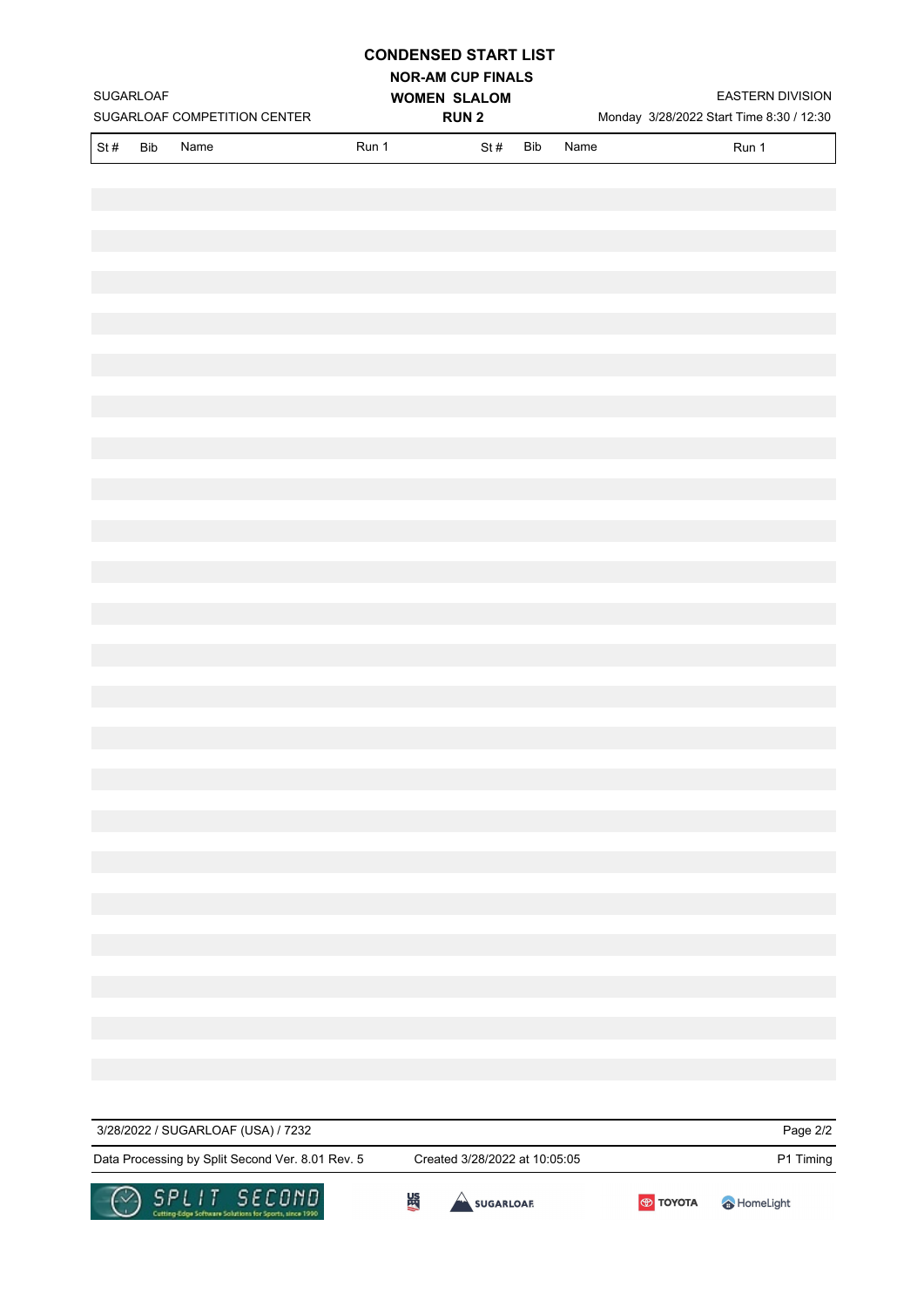# CONDENSED START LIST

**NOR-AM CUP FINALS**

SUGARLOAF

**WOMEN SLALOM**

EASTERN DIVISION

SUGARLOAF COMPETITION CENTER

**RUN 2**

Monday 3/28/2022 Start Time 8:30 / 12:30

| St # | Bib | Name | Run 1 | St # | Bib | Name | Run 1 |
|---|---|---|---|---|---|---|---|

3/28/2022 / SUGARLOAF (USA) / 7232

Data Processing by Split Second Ver. 8.01 Rev. 5

Created 3/28/2022 at 10:05:05

P1 Timing